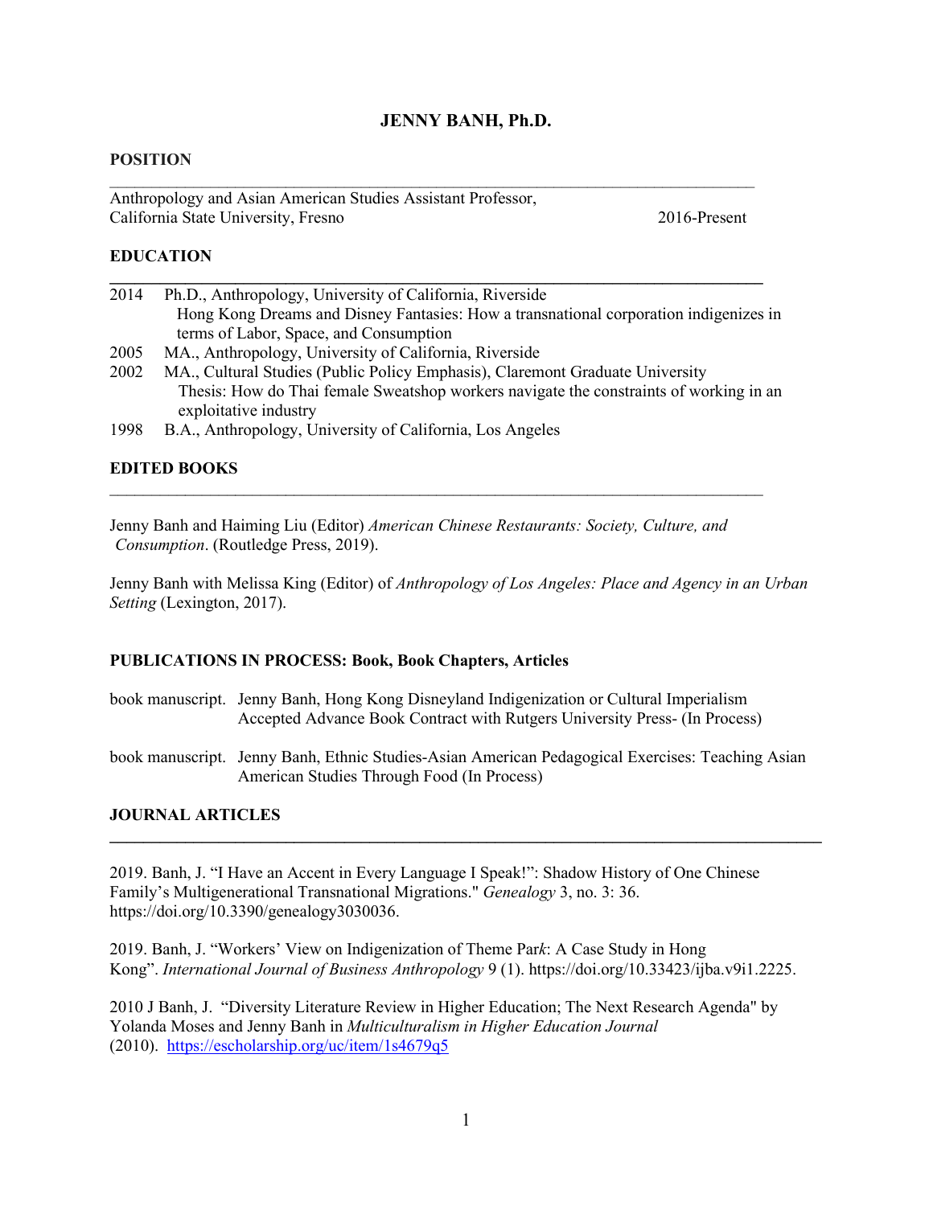# JENNY BANH, Ph.D.

## POSITION

Anthropology and Asian American Studies Assistant Professor,
California State University, Fresno 2016-Present

## EDUCATION

2014 Ph.D., Anthropology, University of California, Riverside
Hong Kong Dreams and Disney Fantasies: How a transnational corporation indigenizes in terms of Labor, Space, and Consumption

2005 MA., Anthropology, University of California, Riverside

2002 MA., Cultural Studies (Public Policy Emphasis), Claremont Graduate University
Thesis: How do Thai female Sweatshop workers navigate the constraints of working in an exploitative industry

1998 B.A., Anthropology, University of California, Los Angeles

## EDITED BOOKS

Jenny Banh and Haiming Liu (Editor) *American Chinese Restaurants: Society, Culture, and Consumption*. (Routledge Press, 2019).

Jenny Banh with Melissa King (Editor) of *Anthropology of Los Angeles: Place and Agency in an Urban Setting* (Lexington, 2017).

## PUBLICATIONS IN PROCESS: Book, Book Chapters, Articles

book manuscript. Jenny Banh, Hong Kong Disneyland Indigenization or Cultural Imperialism Accepted Advance Book Contract with Rutgers University Press- (In Process)

book manuscript. Jenny Banh, Ethnic Studies-Asian American Pedagogical Exercises: Teaching Asian American Studies Through Food (In Process)

## JOURNAL ARTICLES

2019. Banh, J. "I Have an Accent in Every Language I Speak!": Shadow History of One Chinese Family's Multigenerational Transnational Migrations." *Genealogy* 3, no. 3: 36. https://doi.org/10.3390/genealogy3030036.

2019. Banh, J. "Workers' View on Indigenization of Theme Park: A Case Study in Hong Kong". *International Journal of Business Anthropology* 9 (1). https://doi.org/10.33423/ijba.v9i1.2225.

2010 J Banh, J. "Diversity Literature Review in Higher Education; The Next Research Agenda" by Yolanda Moses and Jenny Banh in *Multiculturalism in Higher Education Journal* (2010). https://escholarship.org/uc/item/1s4679q5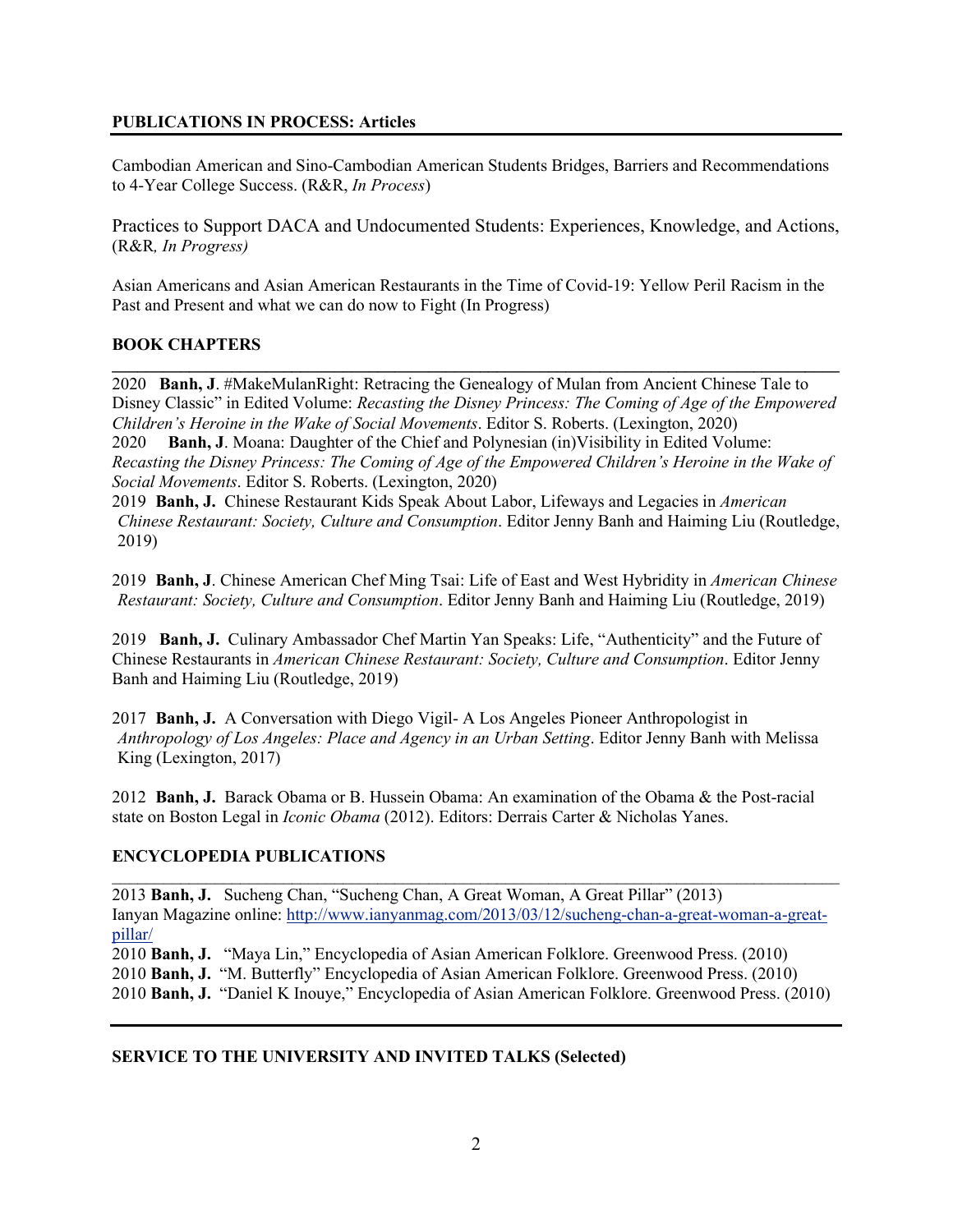## PUBLICATIONS IN PROCESS: Articles

Cambodian American and Sino-Cambodian American Students Bridges, Barriers and Recommendations to 4-Year College Success. (R&R, *In Process*)

Practices to Support DACA and Undocumented Students: Experiences, Knowledge, and Actions, (R&R*, In Progress)*

Asian Americans and Asian American Restaurants in the Time of Covid-19: Yellow Peril Racism in the Past and Present and what we can do now to Fight (In Progress)

## BOOK CHAPTERS

2020 **Banh, J**. #MakeMulanRight: Retracing the Genealogy of Mulan from Ancient Chinese Tale to Disney Classic" in Edited Volume: *Recasting the Disney Princess: The Coming of Age of the Empowered Children's Heroine in the Wake of Social Movements*. Editor S. Roberts. (Lexington, 2020)
2020 **Banh, J**. Moana: Daughter of the Chief and Polynesian (in)Visibility in Edited Volume: *Recasting the Disney Princess: The Coming of Age of the Empowered Children's Heroine in the Wake of Social Movements*. Editor S. Roberts. (Lexington, 2020)
2019 **Banh, J.** Chinese Restaurant Kids Speak About Labor, Lifeways and Legacies in *American Chinese Restaurant: Society, Culture and Consumption*. Editor Jenny Banh and Haiming Liu (Routledge, 2019)

2019 **Banh, J**. Chinese American Chef Ming Tsai: Life of East and West Hybridity in *American Chinese Restaurant: Society, Culture and Consumption*. Editor Jenny Banh and Haiming Liu (Routledge, 2019)

2019 **Banh, J.** Culinary Ambassador Chef Martin Yan Speaks: Life, "Authenticity" and the Future of Chinese Restaurants in *American Chinese Restaurant: Society, Culture and Consumption*. Editor Jenny Banh and Haiming Liu (Routledge, 2019)

2017 **Banh, J.** A Conversation with Diego Vigil- A Los Angeles Pioneer Anthropologist in *Anthropology of Los Angeles: Place and Agency in an Urban Setting*. Editor Jenny Banh with Melissa King (Lexington, 2017)

2012 **Banh, J.** Barack Obama or B. Hussein Obama: An examination of the Obama & the Post-racial state on Boston Legal in *Iconic Obama* (2012). Editors: Derrais Carter & Nicholas Yanes.

## ENCYCLOPEDIA PUBLICATIONS

2013 **Banh, J.** Sucheng Chan, "Sucheng Chan, A Great Woman, A Great Pillar" (2013)
Ianyan Magazine online: [http://www.ianyanmag.com/2013/03/12/sucheng-chan-a-great-woman-a-great-pillar/](http://www.ianyanmag.com/2013/03/12/sucheng-chan-a-great-woman-a-great-pillar/)
2010 **Banh, J.** "Maya Lin," Encyclopedia of Asian American Folklore. Greenwood Press. (2010)
2010 **Banh, J.** "M. Butterfly" Encyclopedia of Asian American Folklore. Greenwood Press. (2010)
2010 **Banh, J.** "Daniel K Inouye," Encyclopedia of Asian American Folklore. Greenwood Press. (2010)

## SERVICE TO THE UNIVERSITY AND INVITED TALKS (Selected)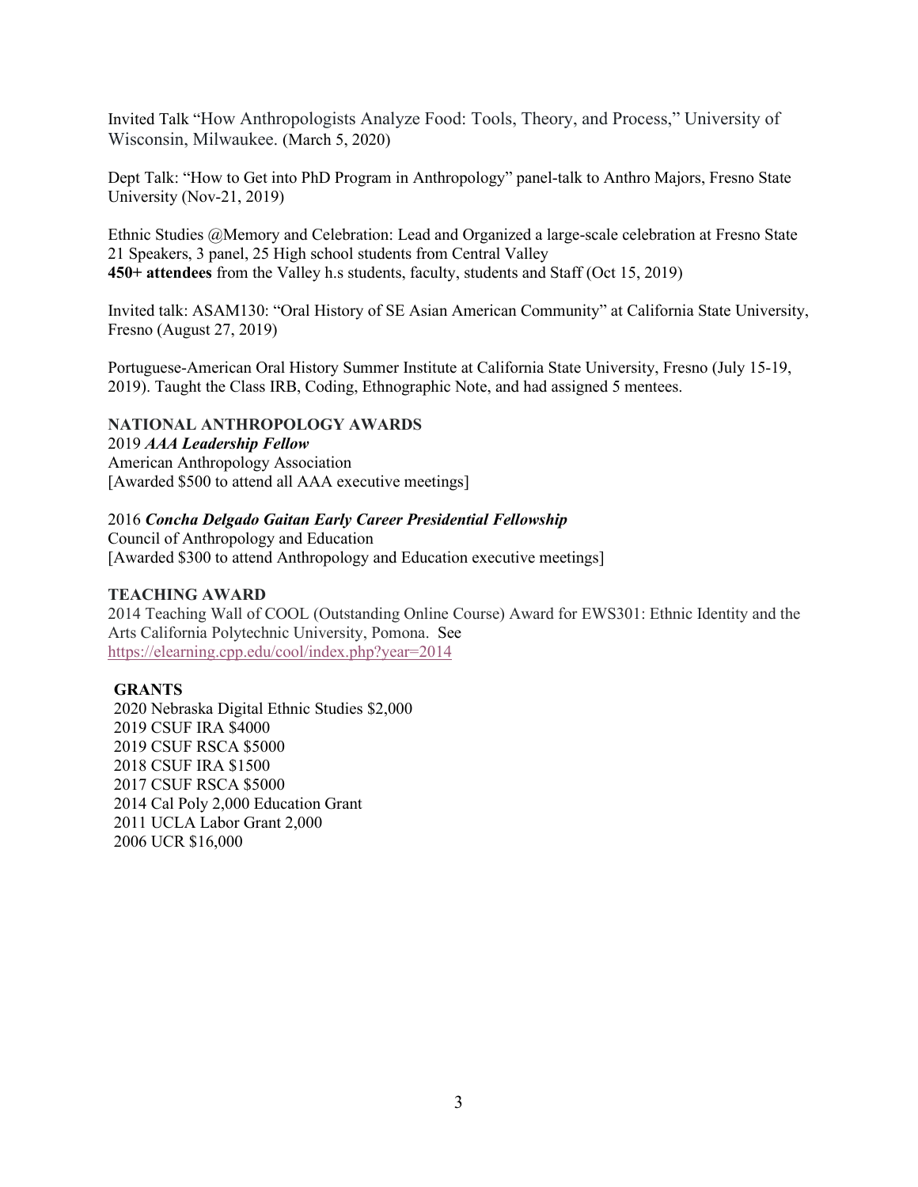Invited Talk "How Anthropologists Analyze Food: Tools, Theory, and Process," University of Wisconsin, Milwaukee. (March 5, 2020)

Dept Talk: "How to Get into PhD Program in Anthropology" panel-talk to Anthro Majors, Fresno State University (Nov-21, 2019)

Ethnic Studies @Memory and Celebration: Lead and Organized a large-scale celebration at Fresno State
21 Speakers, 3 panel, 25 High school students from Central Valley
**450+ attendees** from the Valley h.s students, faculty, students and Staff (Oct 15, 2019)

Invited talk: ASAM130: "Oral History of SE Asian American Community" at California State University, Fresno (August 27, 2019)

Portuguese-American Oral History Summer Institute at California State University, Fresno (July 15-19, 2019). Taught the Class IRB, Coding, Ethnographic Note, and had assigned 5 mentees.

**NATIONAL ANTHROPOLOGY AWARDS**
2019 ***AAA Leadership Fellow***
American Anthropology Association
[Awarded $500 to attend all AAA executive meetings]

2016 ***Concha Delgado Gaitan Early Career Presidential Fellowship***
Council of Anthropology and Education
[Awarded $300 to attend Anthropology and Education executive meetings]

**TEACHING AWARD**
2014 Teaching Wall of COOL (Outstanding Online Course) Award for EWS301: Ethnic Identity and the Arts California Polytechnic University, Pomona. See https://elearning.cpp.edu/cool/index.php?year=2014

**GRANTS**
2020 Nebraska Digital Ethnic Studies $2,000
2019 CSUF IRA $4000
2019 CSUF RSCA $5000
2018 CSUF IRA $1500
2017 CSUF RSCA $5000
2014 Cal Poly 2,000 Education Grant
2011 UCLA Labor Grant 2,000
2006 UCR $16,000